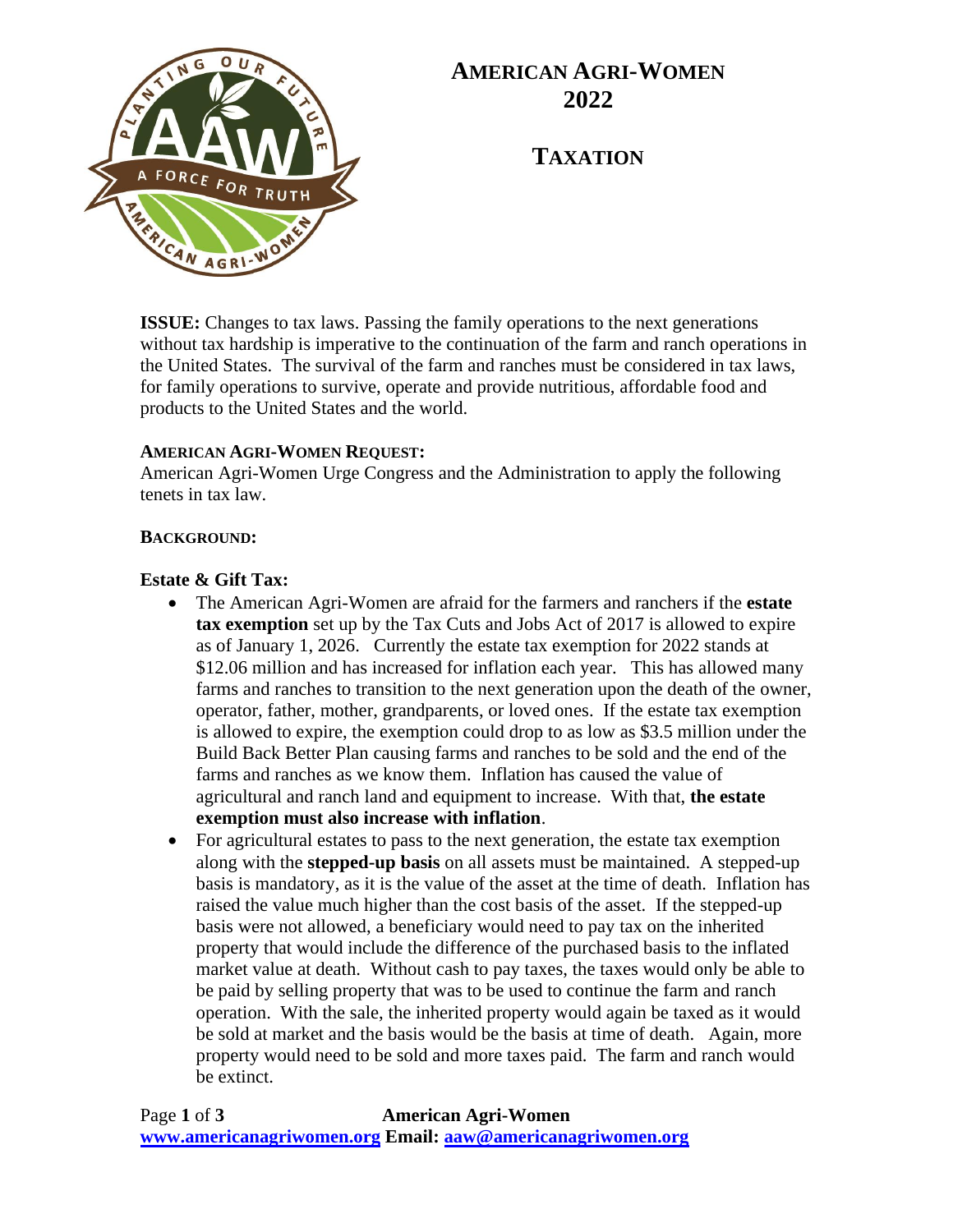# AMERICAN AGRI-WOMEN 2022

## TAXATION

**ISSUE:** Changes to tax laws. Passing the family operations to the next generations without tax hardship is imperative to the continuation of the farm and ranch operations in the United States. The survival of the farm and ranches must be considered in tax laws, for family operations to survive, operate and provide nutritious, affordable food and products to the United States and the world.

**AMERICAN AGRI-WOMEN REQUEST:**
American Agri-Women Urge Congress and the Administration to apply the following tenets in tax law.

**BACKGROUND:**

**Estate & Gift Tax:**

- The American Agri-Women are afraid for the farmers and ranchers if the **estate tax exemption** set up by the Tax Cuts and Jobs Act of 2017 is allowed to expire as of January 1, 2026. Currently the estate tax exemption for 2022 stands at $12.06 million and has increased for inflation each year. This has allowed many farms and ranches to transition to the next generation upon the death of the owner, operator, father, mother, grandparents, or loved ones. If the estate tax exemption is allowed to expire, the exemption could drop to as low as $3.5 million under the Build Back Better Plan causing farms and ranches to be sold and the end of the farms and ranches as we know them. Inflation has caused the value of agricultural and ranch land and equipment to increase. With that, **the estate exemption must also increase with inflation**.
- For agricultural estates to pass to the next generation, the estate tax exemption along with the **stepped-up basis** on all assets must be maintained. A stepped-up basis is mandatory, as it is the value of the asset at the time of death. Inflation has raised the value much higher than the cost basis of the asset. If the stepped-up basis were not allowed, a beneficiary would need to pay tax on the inherited property that would include the difference of the purchased basis to the inflated market value at death. Without cash to pay taxes, the taxes would only be able to be paid by selling property that was to be used to continue the farm and ranch operation. With the sale, the inherited property would again be taxed as it would be sold at market and the basis would be the basis at time of death. Again, more property would need to be sold and more taxes paid. The farm and ranch would be extinct.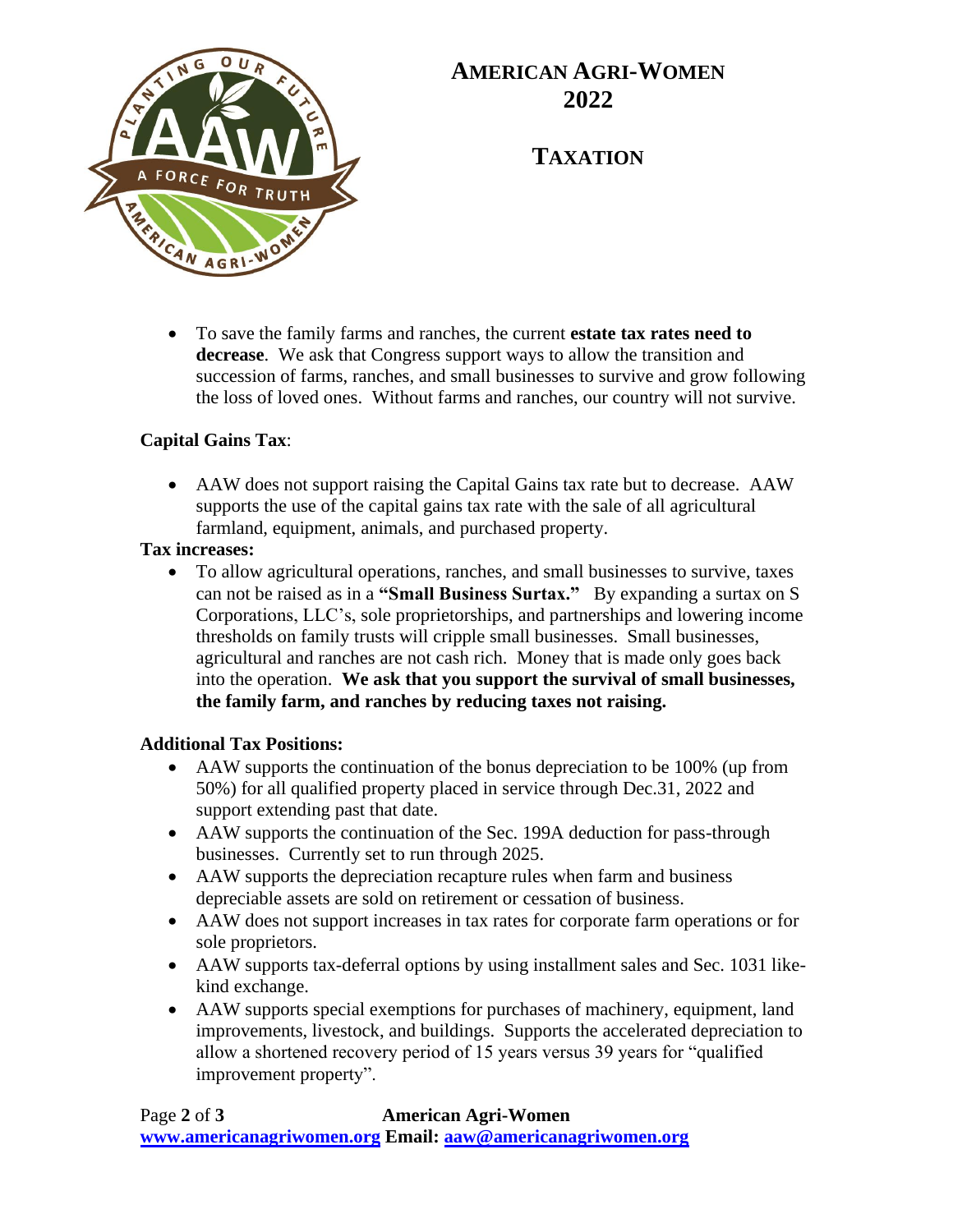# AMERICAN AGRI-WOMEN 2022

## TAXATION

- To save the family farms and ranches, the current **estate tax rates need to decrease**. We ask that Congress support ways to allow the transition and succession of farms, ranches, and small businesses to survive and grow following the loss of loved ones. Without farms and ranches, our country will not survive.

**Capital Gains Tax**:

- AAW does not support raising the Capital Gains tax rate but to decrease. AAW supports the use of the capital gains tax rate with the sale of all agricultural farmland, equipment, animals, and purchased property.

**Tax increases:**

- To allow agricultural operations, ranches, and small businesses to survive, taxes can not be raised as in a **"Small Business Surtax."** By expanding a surtax on S Corporations, LLC's, sole proprietorships, and partnerships and lowering income thresholds on family trusts will cripple small businesses. Small businesses, agricultural and ranches are not cash rich. Money that is made only goes back into the operation. **We ask that you support the survival of small businesses, the family farm, and ranches by reducing taxes not raising.**

**Additional Tax Positions:**

- AAW supports the continuation of the bonus depreciation to be 100% (up from 50%) for all qualified property placed in service through Dec.31, 2022 and support extending past that date.
- AAW supports the continuation of the Sec. 199A deduction for pass-through businesses. Currently set to run through 2025.
- AAW supports the depreciation recapture rules when farm and business depreciable assets are sold on retirement or cessation of business.
- AAW does not support increases in tax rates for corporate farm operations or for sole proprietors.
- AAW supports tax-deferral options by using installment sales and Sec. 1031 like-kind exchange.
- AAW supports special exemptions for purchases of machinery, equipment, land improvements, livestock, and buildings. Supports the accelerated depreciation to allow a shortened recovery period of 15 years versus 39 years for "qualified improvement property".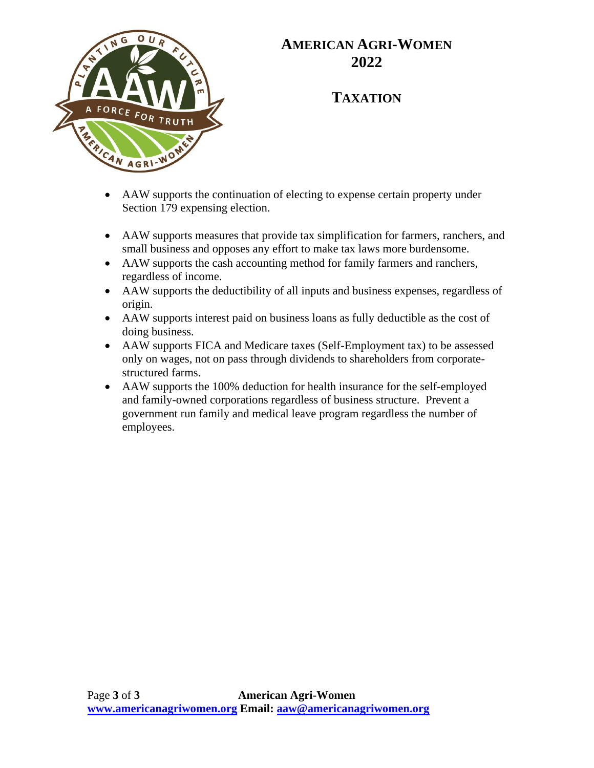# AMERICAN AGRI-WOMEN 2022

## TAXATION

- AAW supports the continuation of electing to expense certain property under Section 179 expensing election.

- AAW supports measures that provide tax simplification for farmers, ranchers, and small business and opposes any effort to make tax laws more burdensome.
- AAW supports the cash accounting method for family farmers and ranchers, regardless of income.
- AAW supports the deductibility of all inputs and business expenses, regardless of origin.
- AAW supports interest paid on business loans as fully deductible as the cost of doing business.
- AAW supports FICA and Medicare taxes (Self-Employment tax) to be assessed only on wages, not on pass through dividends to shareholders from corporate-structured farms.
- AAW supports the 100% deduction for health insurance for the self-employed and family-owned corporations regardless of business structure. Prevent a government run family and medical leave program regardless the number of employees.

**American Agri-Women**
**www.americanagriwomen.org Email: aaw@americanagriwomen.org**